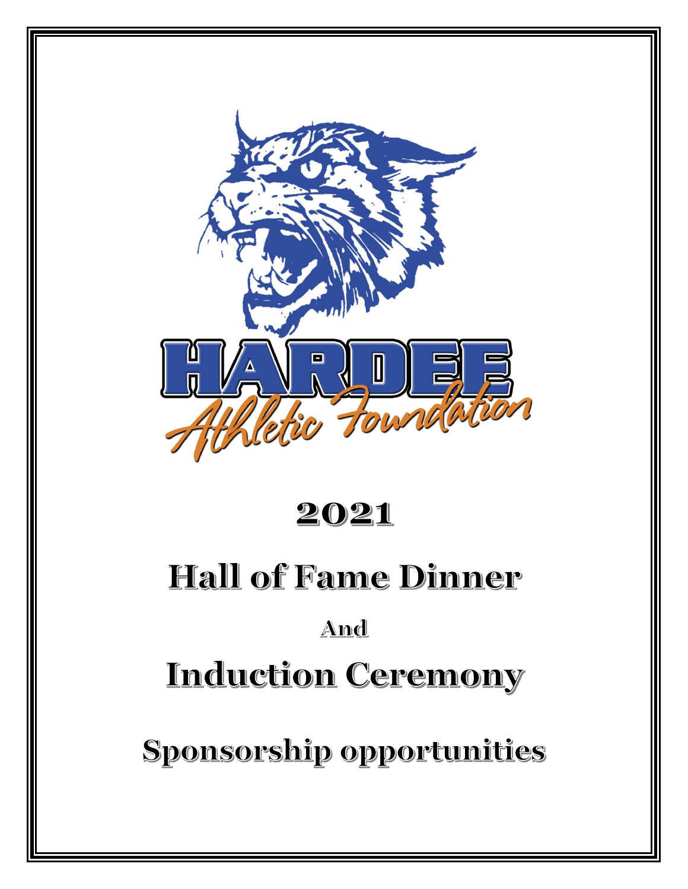HARDEE

*Athletic Foundation*

# 2021

# Hall of Fame Dinner

## And

# Induction Ceremony

## Sponsorship opportunities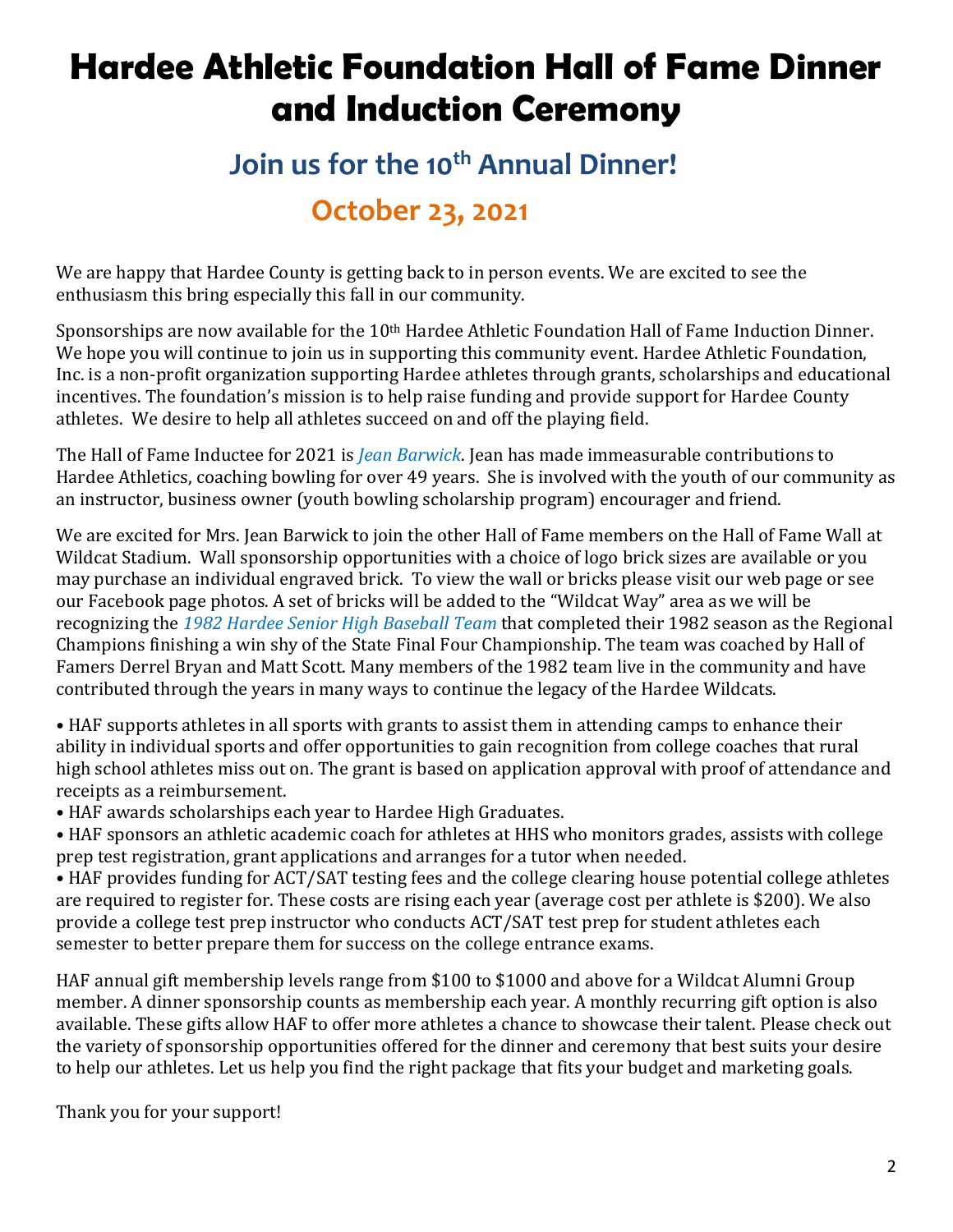# Hardee Athletic Foundation Hall of Fame Dinner and Induction Ceremony

## Join us for the 10th Annual Dinner!

## October 23, 2021

We are happy that Hardee County is getting back to in person events. We are excited to see the enthusiasm this bring especially this fall in our community.

Sponsorships are now available for the 10th Hardee Athletic Foundation Hall of Fame Induction Dinner. We hope you will continue to join us in supporting this community event. Hardee Athletic Foundation, Inc. is a non-profit organization supporting Hardee athletes through grants, scholarships and educational incentives. The foundation's mission is to help raise funding and provide support for Hardee County athletes. We desire to help all athletes succeed on and off the playing field.

The Hall of Fame Inductee for 2021 is *Jean Barwick*. Jean has made immeasurable contributions to Hardee Athletics, coaching bowling for over 49 years. She is involved with the youth of our community as an instructor, business owner (youth bowling scholarship program) encourager and friend.

We are excited for Mrs. Jean Barwick to join the other Hall of Fame members on the Hall of Fame Wall at Wildcat Stadium. Wall sponsorship opportunities with a choice of logo brick sizes are available or you may purchase an individual engraved brick. To view the wall or bricks please visit our web page or see our Facebook page photos. A set of bricks will be added to the "Wildcat Way" area as we will be recognizing the *1982 Hardee Senior High Baseball Team* that completed their 1982 season as the Regional Champions finishing a win shy of the State Final Four Championship. The team was coached by Hall of Famers Derrel Bryan and Matt Scott. Many members of the 1982 team live in the community and have contributed through the years in many ways to continue the legacy of the Hardee Wildcats.

- HAF supports athletes in all sports with grants to assist them in attending camps to enhance their ability in individual sports and offer opportunities to gain recognition from college coaches that rural high school athletes miss out on. The grant is based on application approval with proof of attendance and receipts as a reimbursement.
- HAF awards scholarships each year to Hardee High Graduates.
- HAF sponsors an athletic academic coach for athletes at HHS who monitors grades, assists with college prep test registration, grant applications and arranges for a tutor when needed.
- HAF provides funding for ACT/SAT testing fees and the college clearing house potential college athletes are required to register for. These costs are rising each year (average cost per athlete is $200). We also provide a college test prep instructor who conducts ACT/SAT test prep for student athletes each semester to better prepare them for success on the college entrance exams.

HAF annual gift membership levels range from $100 to $1000 and above for a Wildcat Alumni Group member. A dinner sponsorship counts as membership each year. A monthly recurring gift option is also available. These gifts allow HAF to offer more athletes a chance to showcase their talent. Please check out the variety of sponsorship opportunities offered for the dinner and ceremony that best suits your desire to help our athletes. Let us help you find the right package that fits your budget and marketing goals.

Thank you for your support!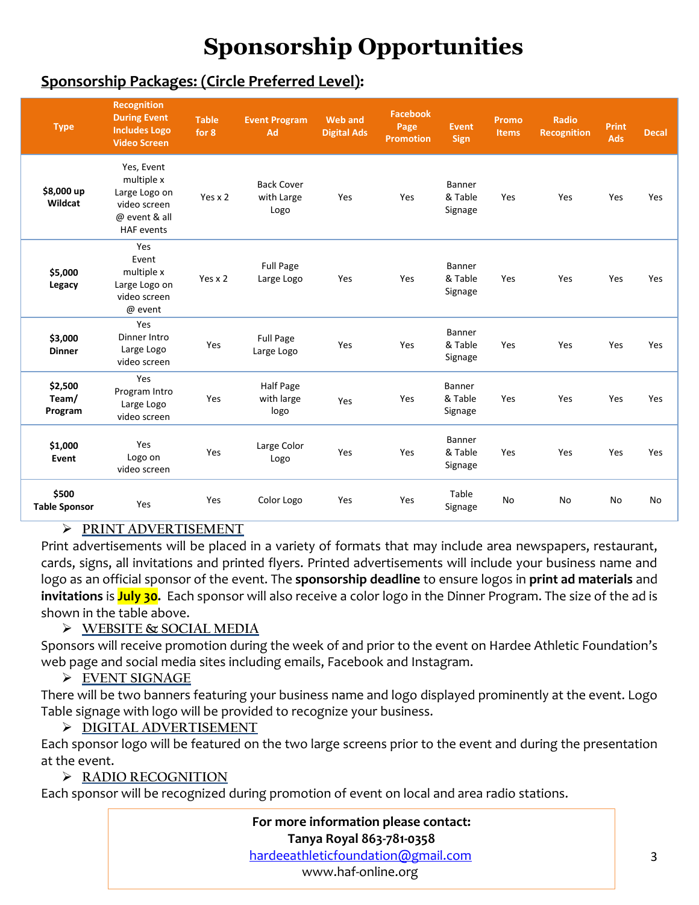# Sponsorship Opportunities

## Sponsorship Packages: (Circle Preferred Level):

| Type | Recognition During Event Includes Logo Video Screen | Table for 8 | Event Program Ad | Web and Digital Ads | Facebook Page Promotion | Event Sign | Promo Items | Radio Recognition | Print Ads | Decal |
|---|---|---|---|---|---|---|---|---|---|---|
| **$8,000 up Wildcat** | Yes, Event multiple x Large Logo on video screen @ event & all HAF events | Yes x 2 | Back Cover with Large Logo | Yes | Yes | Banner & Table Signage | Yes | Yes | Yes | Yes |
| **$5,000 Legacy** | Yes Event multiple x Large Logo on video screen @ event | Yes x 2 | Full Page Large Logo | Yes | Yes | Banner & Table Signage | Yes | Yes | Yes | Yes |
| **$3,000 Dinner** | Yes Dinner Intro Large Logo video screen | Yes | Full Page Large Logo | Yes | Yes | Banner & Table Signage | Yes | Yes | Yes | Yes |
| **$2,500 Team/ Program** | Yes Program Intro Large Logo video screen | Yes | Half Page with large logo | Yes | Yes | Banner & Table Signage | Yes | Yes | Yes | Yes |
| **$1,000 Event** | Yes Logo on video screen | Yes | Large Color Logo | Yes | Yes | Banner & Table Signage | Yes | Yes | Yes | Yes |
| **$500 Table Sponsor** | Yes | Yes | Color Logo | Yes | Yes | Table Signage | No | No | No | No |

- PRINT ADVERTISEMENT

Print advertisements will be placed in a variety of formats that may include area newspapers, restaurant, cards, signs, all invitations and printed flyers. Printed advertisements will include your business name and logo as an official sponsor of the event. The **sponsorship deadline** to ensure logos in **print ad materials** and **invitations** is **July 30**. Each sponsor will also receive a color logo in the Dinner Program. The size of the ad is shown in the table above.

- WEBSITE & SOCIAL MEDIA

Sponsors will receive promotion during the week of and prior to the event on Hardee Athletic Foundation's web page and social media sites including emails, Facebook and Instagram.

- EVENT SIGNAGE

There will be two banners featuring your business name and logo displayed prominently at the event. Logo Table signage with logo will be provided to recognize your business.

- DIGITAL ADVERTISEMENT

Each sponsor logo will be featured on the two large screens prior to the event and during the presentation at the event.

- RADIO RECOGNITION

Each sponsor will be recognized during promotion of event on local and area radio stations.

**For more information please contact:**
**Tanya Royal 863-781-0358**
hardeeathleticfoundation@gmail.com
www.haf-online.org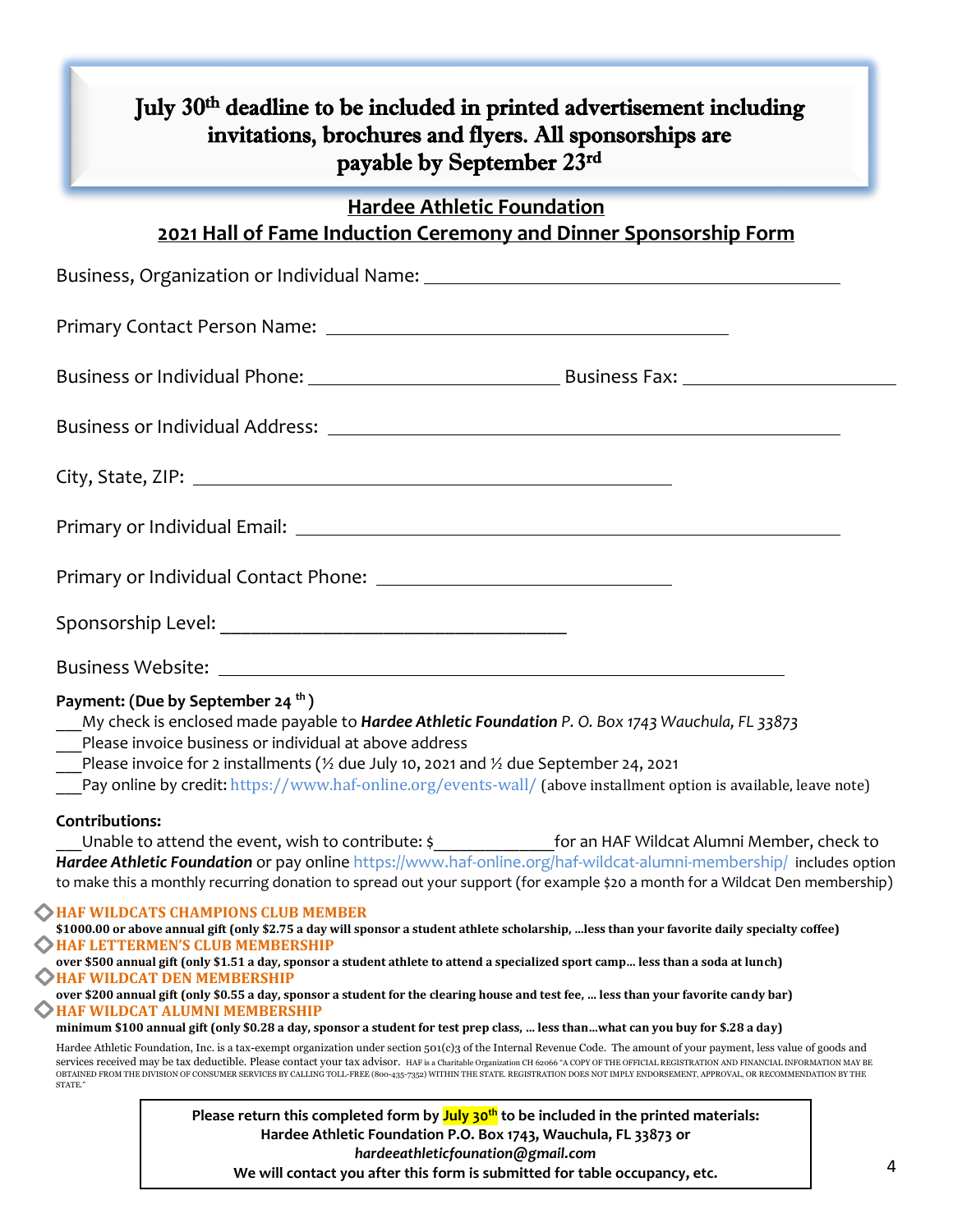**July 30th deadline to be included in printed advertisement including invitations, brochures and flyers. All sponsorships are payable by September 23rd**

## Hardee Athletic Foundation

## 2021 Hall of Fame Induction Ceremony and Dinner Sponsorship Form

Business, Organization or Individual Name: ______________________________________

Primary Contact Person Name: ______________________________________

Business or Individual Phone: ______________________ Business Fax: ____________________

Business or Individual Address: ______________________________________

City, State, ZIP: ______________________________________

Primary or Individual Email: ______________________________________

Primary or Individual Contact Phone: ______________________

Sponsorship Level: ______________________________

Business Website: ______________________________________

**Payment: (Due by September 24 th )**

___My check is enclosed made payable to ***Hardee Athletic Foundation*** *P. O. Box 1743 Wauchula, FL 33873*
___Please invoice business or individual at above address
___Please invoice for 2 installments (½ due July 10, 2021 and ½ due September 24, 2021
___Pay online by credit: https://www.haf-online.org/events-wall/ (above installment option is available, leave note)

**Contributions:**

___Unable to attend the event, wish to contribute: $____________for an HAF Wildcat Alumni Member, check to ***Hardee Athletic Foundation*** or pay online https://www.haf-online.org/haf-wildcat-alumni-membership/ includes option to make this a monthly recurring donation to spread out your support (for example $20 a month for a Wildcat Den membership)

◇ **HAF WILDCATS CHAMPIONS CLUB MEMBER**
**$1000.00 or above annual gift (only $2.75 a day will sponsor a student athlete scholarship, …less than your favorite daily specialty coffee)**

◇ **HAF LETTERMEN'S CLUB MEMBERSHIP**
**over $500 annual gift (only $1.51 a day, sponsor a student athlete to attend a specialized sport camp… less than a soda at lunch)**

◇ **HAF WILDCAT DEN MEMBERSHIP**
**over $200 annual gift (only $0.55 a day, sponsor a student for the clearing house and test fee, … less than your favorite candy bar)**

◇ **HAF WILDCAT ALUMNI MEMBERSHIP**
**minimum $100 annual gift (only $0.28 a day, sponsor a student for test prep class, … less than…what can you buy for $.28 a day)**

Hardee Athletic Foundation, Inc. is a tax-exempt organization under section 501(c)3 of the Internal Revenue Code. The amount of your payment, less value of goods and services received may be tax deductible. Please contact your tax advisor. HAF is a Charitable Organization CH 62066 "A COPY OF THE OFFICIAL REGISTRATION AND FINANCIAL INFORMATION MAY BE OBTAINED FROM THE DIVISION OF CONSUMER SERVICES BY CALLING TOLL-FREE (800-435-7352) WITHIN THE STATE. REGISTRATION DOES NOT IMPLY ENDORSEMENT, APPROVAL, OR RECOMMENDATION BY THE STATE."

**Please return this completed form by July 30th to be included in the printed materials:**
**Hardee Athletic Foundation P.O. Box 1743, Wauchula, FL 33873 or**
***hardeeathleticfounation@gmail.com***
**We will contact you after this form is submitted for table occupancy, etc.**